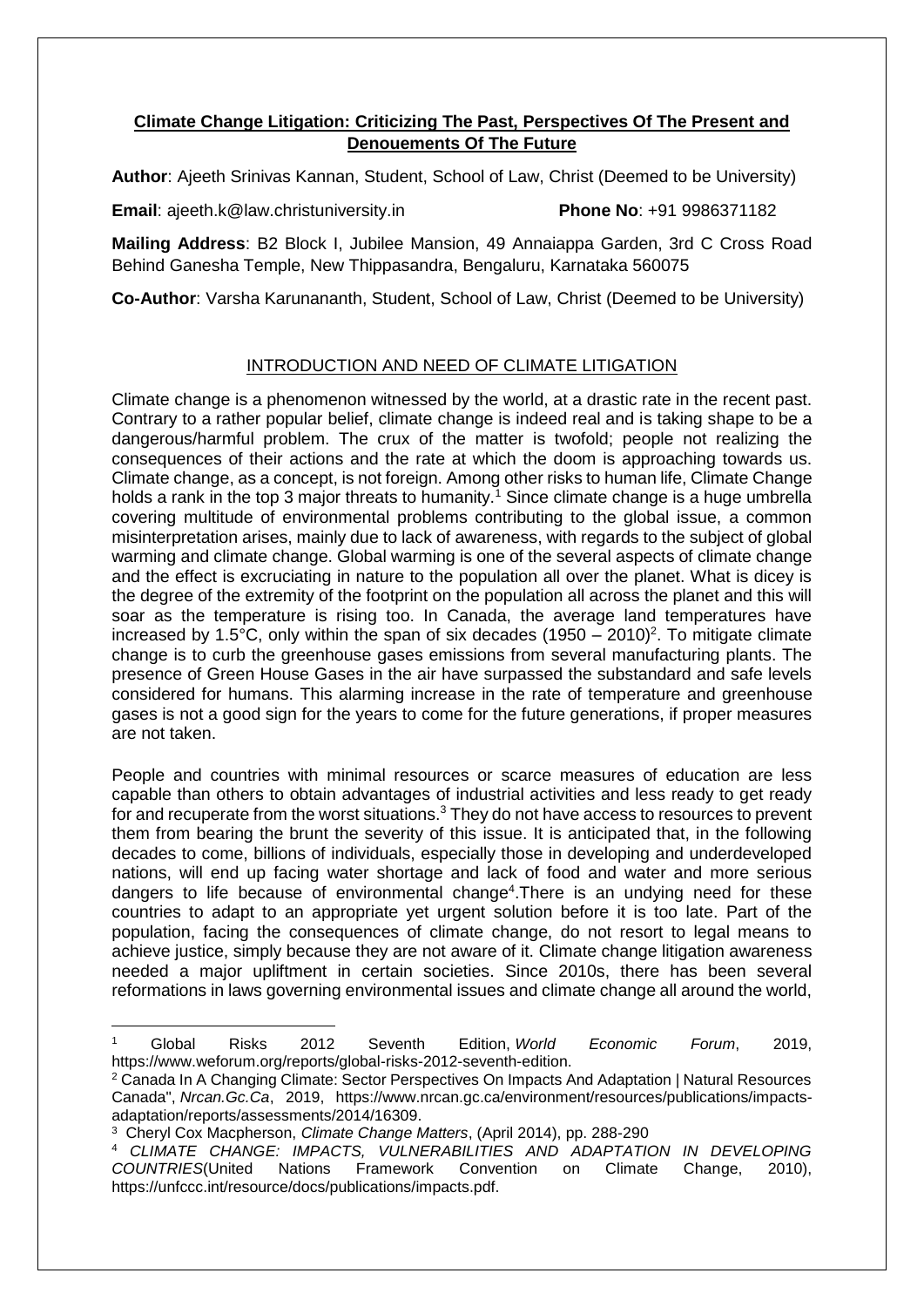**Climate Change Litigation: Criticizing The Past, Perspectives Of The Present and Denouements Of The Future**

**Author**: Ajeeth Srinivas Kannan, Student, School of Law, Christ (Deemed to be University)

**Email**: ajeeth.k@law.christuniversity.in **Phone No**: +91 9986371182

**Mailing Address**: B2 Block I, Jubilee Mansion, 49 Annaiappa Garden, 3rd C Cross Road Behind Ganesha Temple, New Thippasandra, Bengaluru, Karnataka 560075

**Co-Author**: Varsha Karunananth, Student, School of Law, Christ (Deemed to be University)

## INTRODUCTION AND NEED OF CLIMATE LITIGATION

Climate change is a phenomenon witnessed by the world, at a drastic rate in the recent past. Contrary to a rather popular belief, climate change is indeed real and is taking shape to be a dangerous/harmful problem. The crux of the matter is twofold; people not realizing the consequences of their actions and the rate at which the doom is approaching towards us. Climate change, as a concept, is not foreign. Among other risks to human life, Climate Change holds a rank in the top 3 major threats to humanity.[1] Since climate change is a huge umbrella covering multitude of environmental problems contributing to the global issue, a common misinterpretation arises, mainly due to lack of awareness, with regards to the subject of global warming and climate change. Global warming is one of the several aspects of climate change and the effect is excruciating in nature to the population all over the planet. What is dicey is the degree of the extremity of the footprint on the population all across the planet and this will soar as the temperature is rising too. In Canada, the average land temperatures have increased by 1.5°C, only within the span of six decades (1950 – 2010)[2]. To mitigate climate change is to curb the greenhouse gases emissions from several manufacturing plants. The presence of Green House Gases in the air have surpassed the substandard and safe levels considered for humans. This alarming increase in the rate of temperature and greenhouse gases is not a good sign for the years to come for the future generations, if proper measures are not taken.

People and countries with minimal resources or scarce measures of education are less capable than others to obtain advantages of industrial activities and less ready to get ready for and recuperate from the worst situations.[3] They do not have access to resources to prevent them from bearing the brunt the severity of this issue. It is anticipated that, in the following decades to come, billions of individuals, especially those in developing and underdeveloped nations, will end up facing water shortage and lack of food and water and more serious dangers to life because of environmental change[4].There is an undying need for these countries to adapt to an appropriate yet urgent solution before it is too late. Part of the population, facing the consequences of climate change, do not resort to legal means to achieve justice, simply because they are not aware of it. Climate change litigation awareness needed a major upliftment in certain societies. Since 2010s, there has been several reformations in laws governing environmental issues and climate change all around the world,

---

[1] Global Risks 2012 Seventh Edition, *World Economic Forum*, 2019, https://www.weforum.org/reports/global-risks-2012-seventh-edition.

[2] Canada In A Changing Climate: Sector Perspectives On Impacts And Adaptation | Natural Resources Canada", *Nrcan.Gc.Ca*, 2019, https://www.nrcan.gc.ca/environment/resources/publications/impacts-adaptation/reports/assessments/2014/16309.

[3] Cheryl Cox Macpherson, *Climate Change Matters*, (April 2014), pp. 288-290

[4] *CLIMATE CHANGE: IMPACTS, VULNERABILITIES AND ADAPTATION IN DEVELOPING COUNTRIES*(United Nations Framework Convention on Climate Change, 2010), https://unfccc.int/resource/docs/publications/impacts.pdf.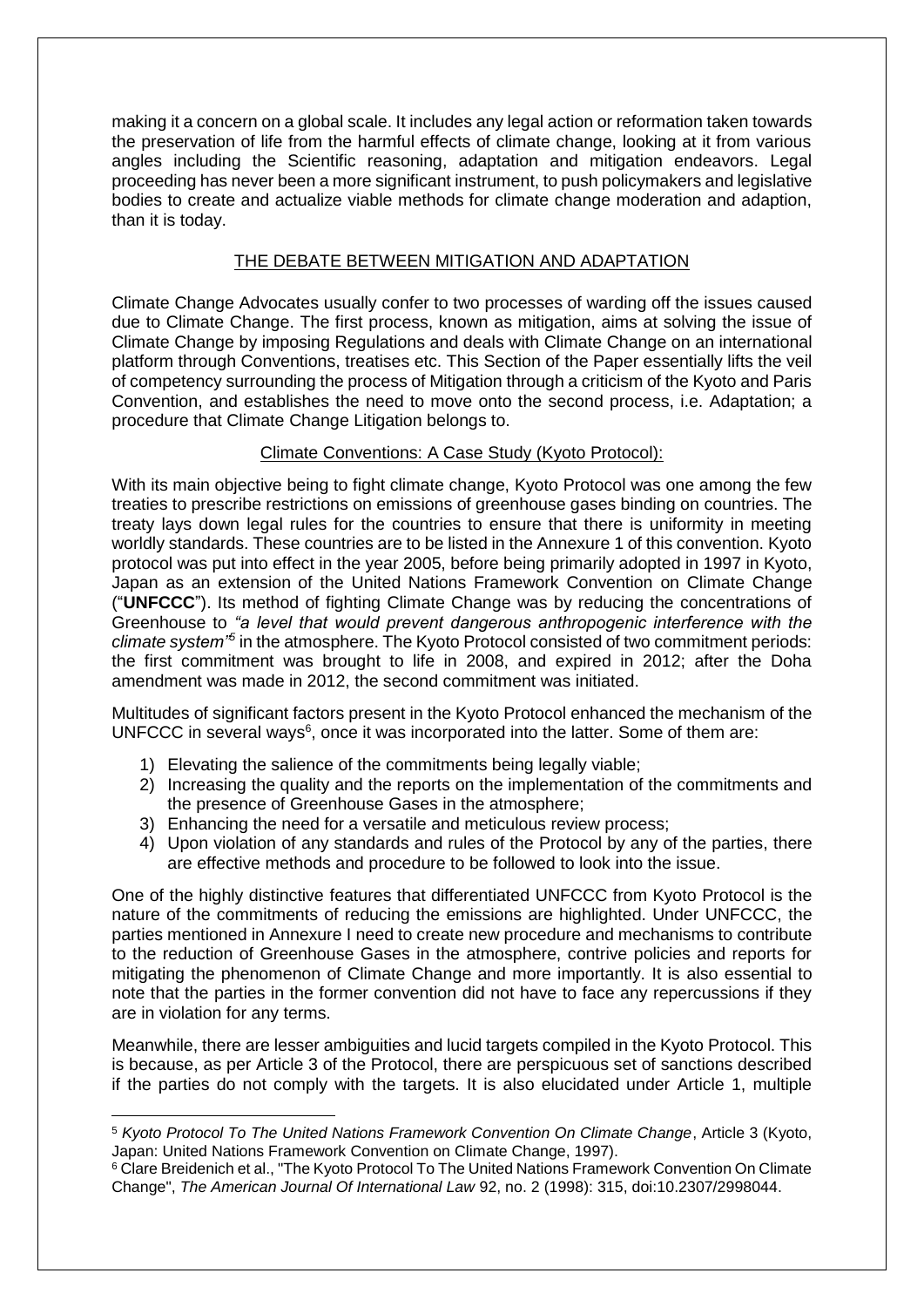making it a concern on a global scale. It includes any legal action or reformation taken towards the preservation of life from the harmful effects of climate change, looking at it from various angles including the Scientific reasoning, adaptation and mitigation endeavors. Legal proceeding has never been a more significant instrument, to push policymakers and legislative bodies to create and actualize viable methods for climate change moderation and adaption, than it is today.

## THE DEBATE BETWEEN MITIGATION AND ADAPTATION

Climate Change Advocates usually confer to two processes of warding off the issues caused due to Climate Change. The first process, known as mitigation, aims at solving the issue of Climate Change by imposing Regulations and deals with Climate Change on an international platform through Conventions, treatises etc. This Section of the Paper essentially lifts the veil of competency surrounding the process of Mitigation through a criticism of the Kyoto and Paris Convention, and establishes the need to move onto the second process, i.e. Adaptation; a procedure that Climate Change Litigation belongs to.

### Climate Conventions: A Case Study (Kyoto Protocol):

With its main objective being to fight climate change, Kyoto Protocol was one among the few treaties to prescribe restrictions on emissions of greenhouse gases binding on countries. The treaty lays down legal rules for the countries to ensure that there is uniformity in meeting worldly standards. These countries are to be listed in the Annexure 1 of this convention. Kyoto protocol was put into effect in the year 2005, before being primarily adopted in 1997 in Kyoto, Japan as an extension of the United Nations Framework Convention on Climate Change ("**UNFCCC**"). Its method of fighting Climate Change was by reducing the concentrations of Greenhouse to *"a level that would prevent dangerous anthropogenic interference with the climate system"*[5] in the atmosphere. The Kyoto Protocol consisted of two commitment periods: the first commitment was brought to life in 2008, and expired in 2012; after the Doha amendment was made in 2012, the second commitment was initiated.

Multitudes of significant factors present in the Kyoto Protocol enhanced the mechanism of the UNFCCC in several ways[6], once it was incorporated into the latter. Some of them are:

1) Elevating the salience of the commitments being legally viable;
2) Increasing the quality and the reports on the implementation of the commitments and the presence of Greenhouse Gases in the atmosphere;
3) Enhancing the need for a versatile and meticulous review process;
4) Upon violation of any standards and rules of the Protocol by any of the parties, there are effective methods and procedure to be followed to look into the issue.

One of the highly distinctive features that differentiated UNFCCC from Kyoto Protocol is the nature of the commitments of reducing the emissions are highlighted. Under UNFCCC, the parties mentioned in Annexure I need to create new procedure and mechanisms to contribute to the reduction of Greenhouse Gases in the atmosphere, contrive policies and reports for mitigating the phenomenon of Climate Change and more importantly. It is also essential to note that the parties in the former convention did not have to face any repercussions if they are in violation for any terms.

Meanwhile, there are lesser ambiguities and lucid targets compiled in the Kyoto Protocol. This is because, as per Article 3 of the Protocol, there are perspicuous set of sanctions described if the parties do not comply with the targets. It is also elucidated under Article 1, multiple

---

[5] *Kyoto Protocol To The United Nations Framework Convention On Climate Change*, Article 3 (Kyoto, Japan: United Nations Framework Convention on Climate Change, 1997).

[6] Clare Breidenich et al., "The Kyoto Protocol To The United Nations Framework Convention On Climate Change", *The American Journal Of International Law* 92, no. 2 (1998): 315, doi:10.2307/2998044.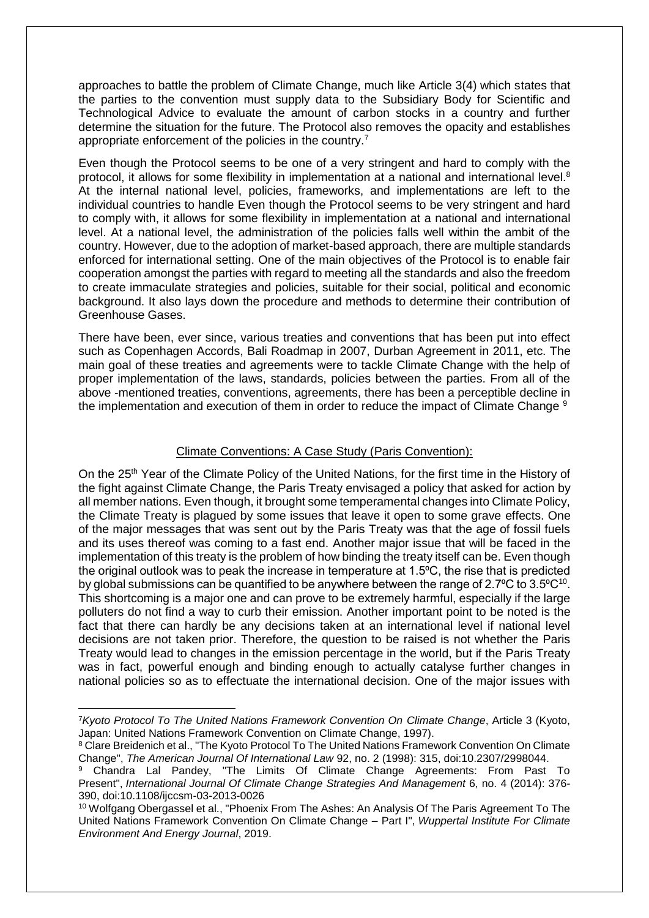approaches to battle the problem of Climate Change, much like Article 3(4) which states that the parties to the convention must supply data to the Subsidiary Body for Scientific and Technological Advice to evaluate the amount of carbon stocks in a country and further determine the situation for the future. The Protocol also removes the opacity and establishes appropriate enforcement of the policies in the country.[7]

Even though the Protocol seems to be one of a very stringent and hard to comply with the protocol, it allows for some flexibility in implementation at a national and international level.[8] At the internal national level, policies, frameworks, and implementations are left to the individual countries to handle Even though the Protocol seems to be very stringent and hard to comply with, it allows for some flexibility in implementation at a national and international level. At a national level, the administration of the policies falls well within the ambit of the country. However, due to the adoption of market-based approach, there are multiple standards enforced for international setting. One of the main objectives of the Protocol is to enable fair cooperation amongst the parties with regard to meeting all the standards and also the freedom to create immaculate strategies and policies, suitable for their social, political and economic background. It also lays down the procedure and methods to determine their contribution of Greenhouse Gases.

There have been, ever since, various treaties and conventions that has been put into effect such as Copenhagen Accords, Bali Roadmap in 2007, Durban Agreement in 2011, etc. The main goal of these treaties and agreements were to tackle Climate Change with the help of proper implementation of the laws, standards, policies between the parties. From all of the above -mentioned treaties, conventions, agreements, there has been a perceptible decline in the implementation and execution of them in order to reduce the impact of Climate Change [9]

## Climate Conventions: A Case Study (Paris Convention):

On the 25th Year of the Climate Policy of the United Nations, for the first time in the History of the fight against Climate Change, the Paris Treaty envisaged a policy that asked for action by all member nations. Even though, it brought some temperamental changes into Climate Policy, the Climate Treaty is plagued by some issues that leave it open to some grave effects. One of the major messages that was sent out by the Paris Treaty was that the age of fossil fuels and its uses thereof was coming to a fast end. Another major issue that will be faced in the implementation of this treaty is the problem of how binding the treaty itself can be. Even though the original outlook was to peak the increase in temperature at 1.5ºC, the rise that is predicted by global submissions can be quantified to be anywhere between the range of 2.7ºC to 3.5ºC[10]. This shortcoming is a major one and can prove to be extremely harmful, especially if the large polluters do not find a way to curb their emission. Another important point to be noted is the fact that there can hardly be any decisions taken at an international level if national level decisions are not taken prior. Therefore, the question to be raised is not whether the Paris Treaty would lead to changes in the emission percentage in the world, but if the Paris Treaty was in fact, powerful enough and binding enough to actually catalyse further changes in national policies so as to effectuate the international decision. One of the major issues with

---

[7] *Kyoto Protocol To The United Nations Framework Convention On Climate Change*, Article 3 (Kyoto, Japan: United Nations Framework Convention on Climate Change, 1997).

[8] Clare Breidenich et al., "The Kyoto Protocol To The United Nations Framework Convention On Climate Change", *The American Journal Of International Law* 92, no. 2 (1998): 315, doi:10.2307/2998044.

[9] Chandra Lal Pandey, "The Limits Of Climate Change Agreements: From Past To Present", *International Journal Of Climate Change Strategies And Management* 6, no. 4 (2014): 376-390, doi:10.1108/ijccsm-03-2013-0026

[10] Wolfgang Obergassel et al., "Phoenix From The Ashes: An Analysis Of The Paris Agreement To The United Nations Framework Convention On Climate Change – Part I", *Wuppertal Institute For Climate Environment And Energy Journal*, 2019.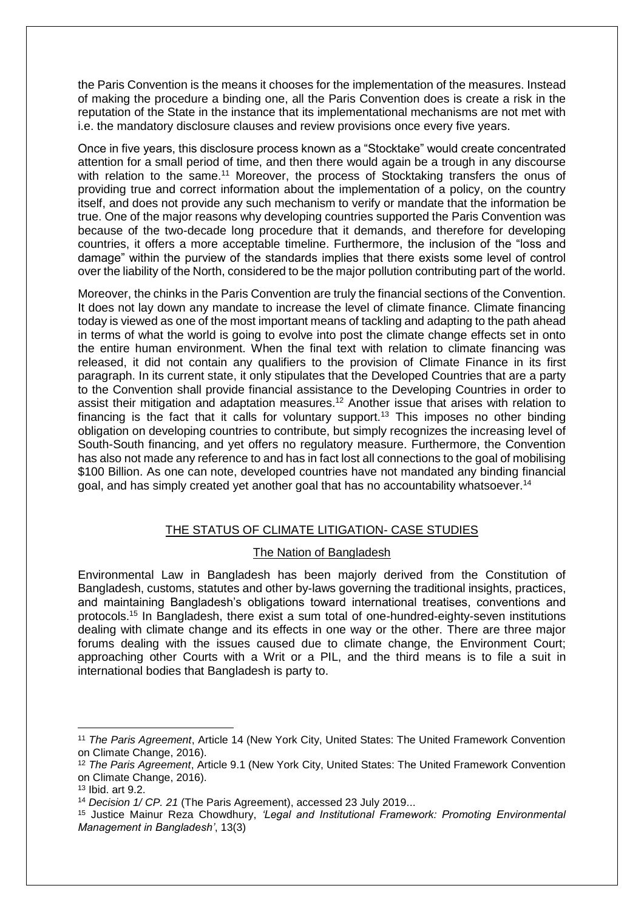the Paris Convention is the means it chooses for the implementation of the measures. Instead of making the procedure a binding one, all the Paris Convention does is create a risk in the reputation of the State in the instance that its implementational mechanisms are not met with i.e. the mandatory disclosure clauses and review provisions once every five years.

Once in five years, this disclosure process known as a "Stocktake" would create concentrated attention for a small period of time, and then there would again be a trough in any discourse with relation to the same.[11] Moreover, the process of Stocktaking transfers the onus of providing true and correct information about the implementation of a policy, on the country itself, and does not provide any such mechanism to verify or mandate that the information be true. One of the major reasons why developing countries supported the Paris Convention was because of the two-decade long procedure that it demands, and therefore for developing countries, it offers a more acceptable timeline. Furthermore, the inclusion of the "loss and damage" within the purview of the standards implies that there exists some level of control over the liability of the North, considered to be the major pollution contributing part of the world.

Moreover, the chinks in the Paris Convention are truly the financial sections of the Convention. It does not lay down any mandate to increase the level of climate finance. Climate financing today is viewed as one of the most important means of tackling and adapting to the path ahead in terms of what the world is going to evolve into post the climate change effects set in onto the entire human environment. When the final text with relation to climate financing was released, it did not contain any qualifiers to the provision of Climate Finance in its first paragraph. In its current state, it only stipulates that the Developed Countries that are a party to the Convention shall provide financial assistance to the Developing Countries in order to assist their mitigation and adaptation measures.[12] Another issue that arises with relation to financing is the fact that it calls for voluntary support.[13] This imposes no other binding obligation on developing countries to contribute, but simply recognizes the increasing level of South-South financing, and yet offers no regulatory measure. Furthermore, the Convention has also not made any reference to and has in fact lost all connections to the goal of mobilising \$100 Billion. As one can note, developed countries have not mandated any binding financial goal, and has simply created yet another goal that has no accountability whatsoever.[14]

## THE STATUS OF CLIMATE LITIGATION- CASE STUDIES

### The Nation of Bangladesh

Environmental Law in Bangladesh has been majorly derived from the Constitution of Bangladesh, customs, statutes and other by-laws governing the traditional insights, practices, and maintaining Bangladesh's obligations toward international treatises, conventions and protocols.[15] In Bangladesh, there exist a sum total of one-hundred-eighty-seven institutions dealing with climate change and its effects in one way or the other. There are three major forums dealing with the issues caused due to climate change, the Environment Court; approaching other Courts with a Writ or a PIL, and the third means is to file a suit in international bodies that Bangladesh is party to.

---

[11] *The Paris Agreement*, Article 14 (New York City, United States: The United Framework Convention on Climate Change, 2016).

[12] *The Paris Agreement*, Article 9.1 (New York City, United States: The United Framework Convention on Climate Change, 2016).

[13] Ibid. art 9.2.

[14] *Decision 1/ CP. 21* (The Paris Agreement), accessed 23 July 2019...

[15] Justice Mainur Reza Chowdhury, *'Legal and Institutional Framework: Promoting Environmental Management in Bangladesh'*, 13(3)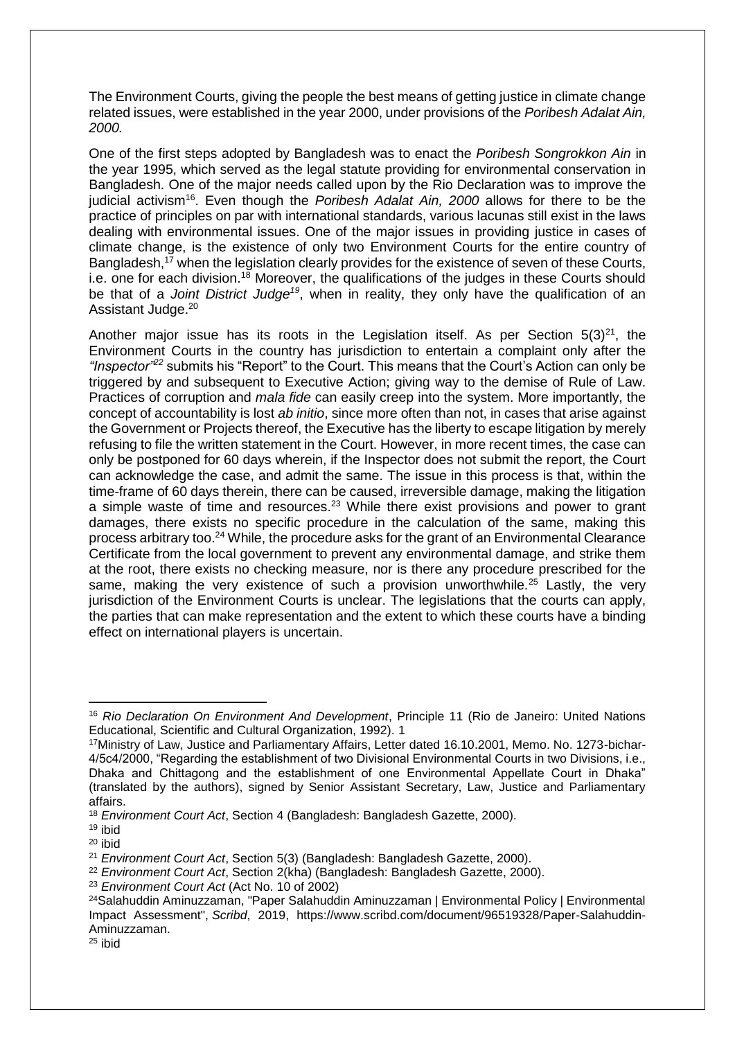The Environment Courts, giving the people the best means of getting justice in climate change related issues, were established in the year 2000, under provisions of the *Poribesh Adalat Ain, 2000.*

One of the first steps adopted by Bangladesh was to enact the *Poribesh Songrokkon Ain* in the year 1995, which served as the legal statute providing for environmental conservation in Bangladesh. One of the major needs called upon by the Rio Declaration was to improve the judicial activism[16]. Even though the *Poribesh Adalat Ain, 2000* allows for there to be the practice of principles on par with international standards, various lacunas still exist in the laws dealing with environmental issues. One of the major issues in providing justice in cases of climate change, is the existence of only two Environment Courts for the entire country of Bangladesh,[17] when the legislation clearly provides for the existence of seven of these Courts, i.e. one for each division.[18] Moreover, the qualifications of the judges in these Courts should be that of a *Joint District Judge*[19], when in reality, they only have the qualification of an Assistant Judge.[20]

Another major issue has its roots in the Legislation itself. As per Section 5(3)[21], the Environment Courts in the country has jurisdiction to entertain a complaint only after the *"Inspector"*[22] submits his "Report" to the Court. This means that the Court's Action can only be triggered by and subsequent to Executive Action; giving way to the demise of Rule of Law. Practices of corruption and *mala fide* can easily creep into the system. More importantly, the concept of accountability is lost *ab initio*, since more often than not, in cases that arise against the Government or Projects thereof, the Executive has the liberty to escape litigation by merely refusing to file the written statement in the Court. However, in more recent times, the case can only be postponed for 60 days wherein, if the Inspector does not submit the report, the Court can acknowledge the case, and admit the same. The issue in this process is that, within the time-frame of 60 days therein, there can be caused, irreversible damage, making the litigation a simple waste of time and resources.[23] While there exist provisions and power to grant damages, there exists no specific procedure in the calculation of the same, making this process arbitrary too.[24] While, the procedure asks for the grant of an Environmental Clearance Certificate from the local government to prevent any environmental damage, and strike them at the root, there exists no checking measure, nor is there any procedure prescribed for the same, making the very existence of such a provision unworthwhile.[25] Lastly, the very jurisdiction of the Environment Courts is unclear. The legislations that the courts can apply, the parties that can make representation and the extent to which these courts have a binding effect on international players is uncertain.

---

[16] *Rio Declaration On Environment And Development*, Principle 11 (Rio de Janeiro: United Nations Educational, Scientific and Cultural Organization, 1992). 1

[17] Ministry of Law, Justice and Parliamentary Affairs, Letter dated 16.10.2001, Memo. No. 1273-bichar-4/5c4/2000, "Regarding the establishment of two Divisional Environmental Courts in two Divisions, i.e., Dhaka and Chittagong and the establishment of one Environmental Appellate Court in Dhaka" (translated by the authors), signed by Senior Assistant Secretary, Law, Justice and Parliamentary affairs.

[18] *Environment Court Act*, Section 4 (Bangladesh: Bangladesh Gazette, 2000).

[19] ibid

[20] ibid

[21] *Environment Court Act*, Section 5(3) (Bangladesh: Bangladesh Gazette, 2000).

[22] *Environment Court Act*, Section 2(kha) (Bangladesh: Bangladesh Gazette, 2000).

[23] *Environment Court Act* (Act No. 10 of 2002)

[24] Salahuddin Aminuzzaman, "Paper Salahuddin Aminuzzaman | Environmental Policy | Environmental Impact Assessment", *Scribd*, 2019, https://www.scribd.com/document/96519328/Paper-Salahuddin-Aminuzzaman.

[25] ibid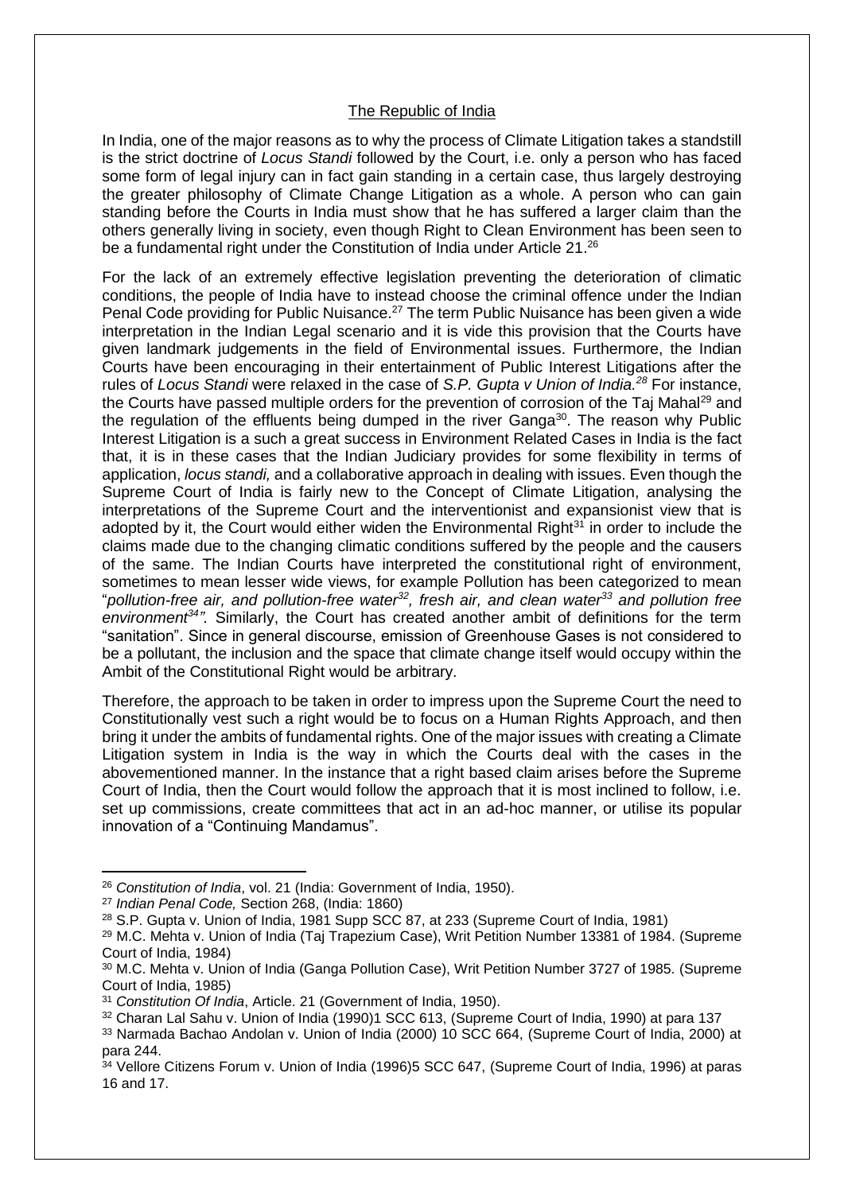## The Republic of India

In India, one of the major reasons as to why the process of Climate Litigation takes a standstill is the strict doctrine of *Locus Standi* followed by the Court, i.e. only a person who has faced some form of legal injury can in fact gain standing in a certain case, thus largely destroying the greater philosophy of Climate Change Litigation as a whole. A person who can gain standing before the Courts in India must show that he has suffered a larger claim than the others generally living in society, even though Right to Clean Environment has been seen to be a fundamental right under the Constitution of India under Article 21.[26]

For the lack of an extremely effective legislation preventing the deterioration of climatic conditions, the people of India have to instead choose the criminal offence under the Indian Penal Code providing for Public Nuisance.[27] The term Public Nuisance has been given a wide interpretation in the Indian Legal scenario and it is vide this provision that the Courts have given landmark judgements in the field of Environmental issues. Furthermore, the Indian Courts have been encouraging in their entertainment of Public Interest Litigations after the rules of *Locus Standi* were relaxed in the case of *S.P. Gupta v Union of India.*[28] For instance, the Courts have passed multiple orders for the prevention of corrosion of the Taj Mahal[29] and the regulation of the effluents being dumped in the river Ganga[30]. The reason why Public Interest Litigation is a such a great success in Environment Related Cases in India is the fact that, it is in these cases that the Indian Judiciary provides for some flexibility in terms of application, *locus standi,* and a collaborative approach in dealing with issues. Even though the Supreme Court of India is fairly new to the Concept of Climate Litigation, analysing the interpretations of the Supreme Court and the interventionist and expansionist view that is adopted by it, the Court would either widen the Environmental Right[31] in order to include the claims made due to the changing climatic conditions suffered by the people and the causers of the same. The Indian Courts have interpreted the constitutional right of environment, sometimes to mean lesser wide views, for example Pollution has been categorized to mean "*pollution-free air, and pollution-free water*[32]*, fresh air, and clean water*[33] *and pollution free environment*[34]*"*. Similarly, the Court has created another ambit of definitions for the term "sanitation". Since in general discourse, emission of Greenhouse Gases is not considered to be a pollutant, the inclusion and the space that climate change itself would occupy within the Ambit of the Constitutional Right would be arbitrary.

Therefore, the approach to be taken in order to impress upon the Supreme Court the need to Constitutionally vest such a right would be to focus on a Human Rights Approach, and then bring it under the ambits of fundamental rights. One of the major issues with creating a Climate Litigation system in India is the way in which the Courts deal with the cases in the abovementioned manner. In the instance that a right based claim arises before the Supreme Court of India, then the Court would follow the approach that it is most inclined to follow, i.e. set up commissions, create committees that act in an ad-hoc manner, or utilise its popular innovation of a "Continuing Mandamus".

---

[26] *Constitution of India*, vol. 21 (India: Government of India, 1950).

[27] *Indian Penal Code,* Section 268, (India: 1860)

[28] S.P. Gupta v. Union of India, 1981 Supp SCC 87, at 233 (Supreme Court of India, 1981)

[29] M.C. Mehta v. Union of India (Taj Trapezium Case), Writ Petition Number 13381 of 1984. (Supreme Court of India, 1984)

[30] M.C. Mehta v. Union of India (Ganga Pollution Case), Writ Petition Number 3727 of 1985. (Supreme Court of India, 1985)

[31] *Constitution Of India*, Article. 21 (Government of India, 1950).

[32] Charan Lal Sahu v. Union of India (1990)1 SCC 613, (Supreme Court of India, 1990) at para 137

[33] Narmada Bachao Andolan v. Union of India (2000) 10 SCC 664, (Supreme Court of India, 2000) at para 244.

[34] Vellore Citizens Forum v. Union of India (1996)5 SCC 647, (Supreme Court of India, 1996) at paras 16 and 17.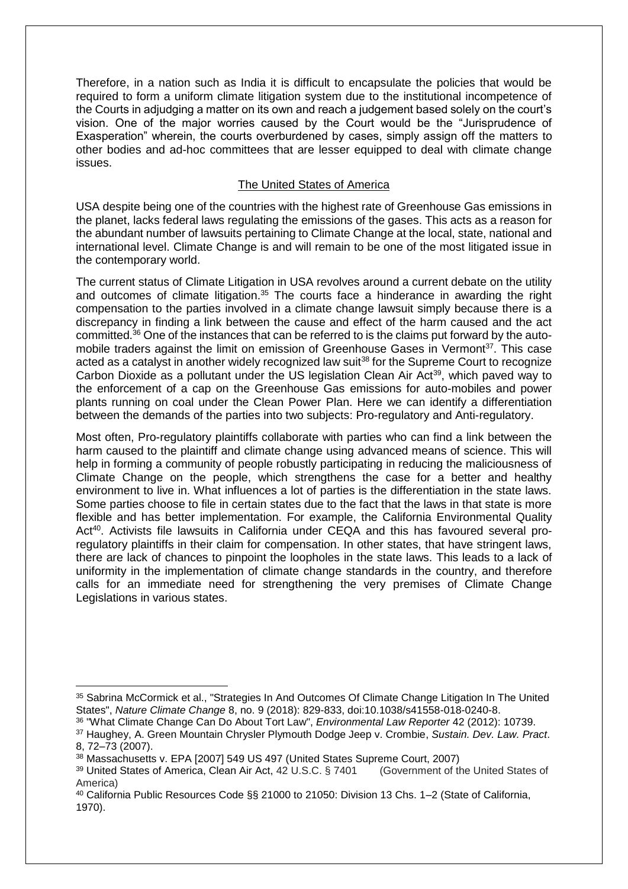Therefore, in a nation such as India it is difficult to encapsulate the policies that would be required to form a uniform climate litigation system due to the institutional incompetence of the Courts in adjudging a matter on its own and reach a judgement based solely on the court's vision. One of the major worries caused by the Court would be the "Jurisprudence of Exasperation" wherein, the courts overburdened by cases, simply assign off the matters to other bodies and ad-hoc committees that are lesser equipped to deal with climate change issues.

## The United States of America

USA despite being one of the countries with the highest rate of Greenhouse Gas emissions in the planet, lacks federal laws regulating the emissions of the gases. This acts as a reason for the abundant number of lawsuits pertaining to Climate Change at the local, state, national and international level. Climate Change is and will remain to be one of the most litigated issue in the contemporary world.

The current status of Climate Litigation in USA revolves around a current debate on the utility and outcomes of climate litigation.[35] The courts face a hinderance in awarding the right compensation to the parties involved in a climate change lawsuit simply because there is a discrepancy in finding a link between the cause and effect of the harm caused and the act committed.[36] One of the instances that can be referred to is the claims put forward by the auto-mobile traders against the limit on emission of Greenhouse Gases in Vermont[37]. This case acted as a catalyst in another widely recognized law suit[38] for the Supreme Court to recognize Carbon Dioxide as a pollutant under the US legislation Clean Air Act[39], which paved way to the enforcement of a cap on the Greenhouse Gas emissions for auto-mobiles and power plants running on coal under the Clean Power Plan. Here we can identify a differentiation between the demands of the parties into two subjects: Pro-regulatory and Anti-regulatory.

Most often, Pro-regulatory plaintiffs collaborate with parties who can find a link between the harm caused to the plaintiff and climate change using advanced means of science. This will help in forming a community of people robustly participating in reducing the maliciousness of Climate Change on the people, which strengthens the case for a better and healthy environment to live in. What influences a lot of parties is the differentiation in the state laws. Some parties choose to file in certain states due to the fact that the laws in that state is more flexible and has better implementation. For example, the California Environmental Quality Act[40]. Activists file lawsuits in California under CEQA and this has favoured several pro-regulatory plaintiffs in their claim for compensation. In other states, that have stringent laws, there are lack of chances to pinpoint the loopholes in the state laws. This leads to a lack of uniformity in the implementation of climate change standards in the country, and therefore calls for an immediate need for strengthening the very premises of Climate Change Legislations in various states.

---

[35] Sabrina McCormick et al., "Strategies In And Outcomes Of Climate Change Litigation In The United States", *Nature Climate Change* 8, no. 9 (2018): 829-833, doi:10.1038/s41558-018-0240-8.

[36] "What Climate Change Can Do About Tort Law", *Environmental Law Reporter* 42 (2012): 10739.

[37] Haughey, A. Green Mountain Chrysler Plymouth Dodge Jeep v. Crombie, *Sustain. Dev. Law. Pract*. 8, 72–73 (2007).

[38] Massachusetts v. EPA [2007] 549 US 497 (United States Supreme Court, 2007)

[39] United States of America, Clean Air Act, 42 U.S.C. § 7401 (Government of the United States of America)

[40] California Public Resources Code §§ 21000 to 21050: Division 13 Chs. 1–2 (State of California, 1970).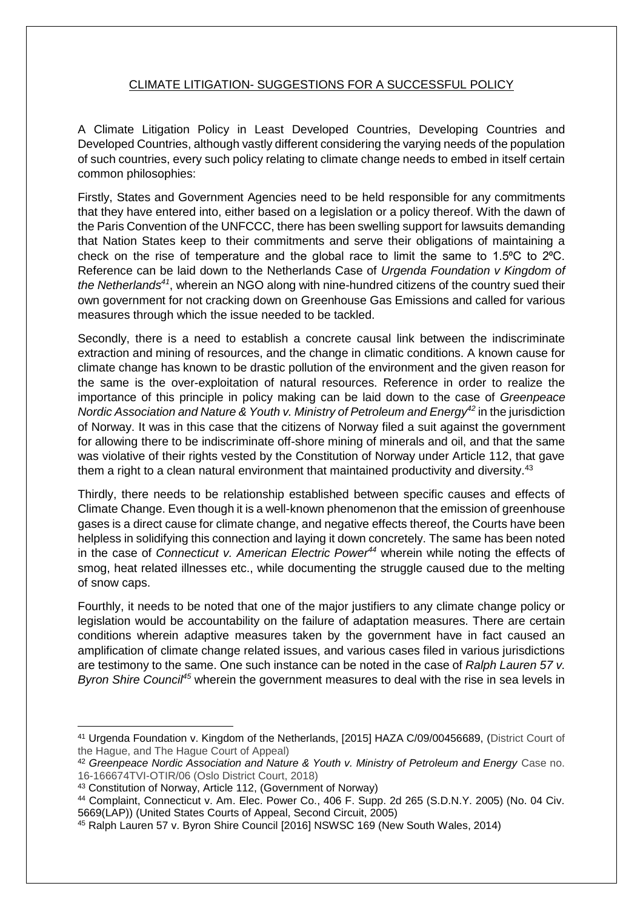## CLIMATE LITIGATION- SUGGESTIONS FOR A SUCCESSFUL POLICY

A Climate Litigation Policy in Least Developed Countries, Developing Countries and Developed Countries, although vastly different considering the varying needs of the population of such countries, every such policy relating to climate change needs to embed in itself certain common philosophies:

Firstly, States and Government Agencies need to be held responsible for any commitments that they have entered into, either based on a legislation or a policy thereof. With the dawn of the Paris Convention of the UNFCCC, there has been swelling support for lawsuits demanding that Nation States keep to their commitments and serve their obligations of maintaining a check on the rise of temperature and the global race to limit the same to 1.5ºC to 2ºC. Reference can be laid down to the Netherlands Case of *Urgenda Foundation v Kingdom of the Netherlands*[41], wherein an NGO along with nine-hundred citizens of the country sued their own government for not cracking down on Greenhouse Gas Emissions and called for various measures through which the issue needed to be tackled.

Secondly, there is a need to establish a concrete causal link between the indiscriminate extraction and mining of resources, and the change in climatic conditions. A known cause for climate change has known to be drastic pollution of the environment and the given reason for the same is the over-exploitation of natural resources. Reference in order to realize the importance of this principle in policy making can be laid down to the case of *Greenpeace Nordic Association and Nature & Youth v. Ministry of Petroleum and Energy*[42] in the jurisdiction of Norway. It was in this case that the citizens of Norway filed a suit against the government for allowing there to be indiscriminate off-shore mining of minerals and oil, and that the same was violative of their rights vested by the Constitution of Norway under Article 112, that gave them a right to a clean natural environment that maintained productivity and diversity.[43]

Thirdly, there needs to be relationship established between specific causes and effects of Climate Change. Even though it is a well-known phenomenon that the emission of greenhouse gases is a direct cause for climate change, and negative effects thereof, the Courts have been helpless in solidifying this connection and laying it down concretely. The same has been noted in the case of *Connecticut v. American Electric Power*[44] wherein while noting the effects of smog, heat related illnesses etc., while documenting the struggle caused due to the melting of snow caps.

Fourthly, it needs to be noted that one of the major justifiers to any climate change policy or legislation would be accountability on the failure of adaptation measures. There are certain conditions wherein adaptive measures taken by the government have in fact caused an amplification of climate change related issues, and various cases filed in various jurisdictions are testimony to the same. One such instance can be noted in the case of *Ralph Lauren 57 v. Byron Shire Council*[45] wherein the government measures to deal with the rise in sea levels in

---

[41] Urgenda Foundation v. Kingdom of the Netherlands, [2015] HAZA C/09/00456689, (District Court of the Hague, and The Hague Court of Appeal)

[42] *Greenpeace Nordic Association and Nature & Youth v. Ministry of Petroleum and Energy* Case no. 16-166674TVI-OTIR/06 (Oslo District Court, 2018)

[43] Constitution of Norway, Article 112, (Government of Norway)

[44] Complaint, Connecticut v. Am. Elec. Power Co., 406 F. Supp. 2d 265 (S.D.N.Y. 2005) (No. 04 Civ. 5669(LAP)) (United States Courts of Appeal, Second Circuit, 2005)

[45] Ralph Lauren 57 v. Byron Shire Council [2016] NSWSC 169 (New South Wales, 2014)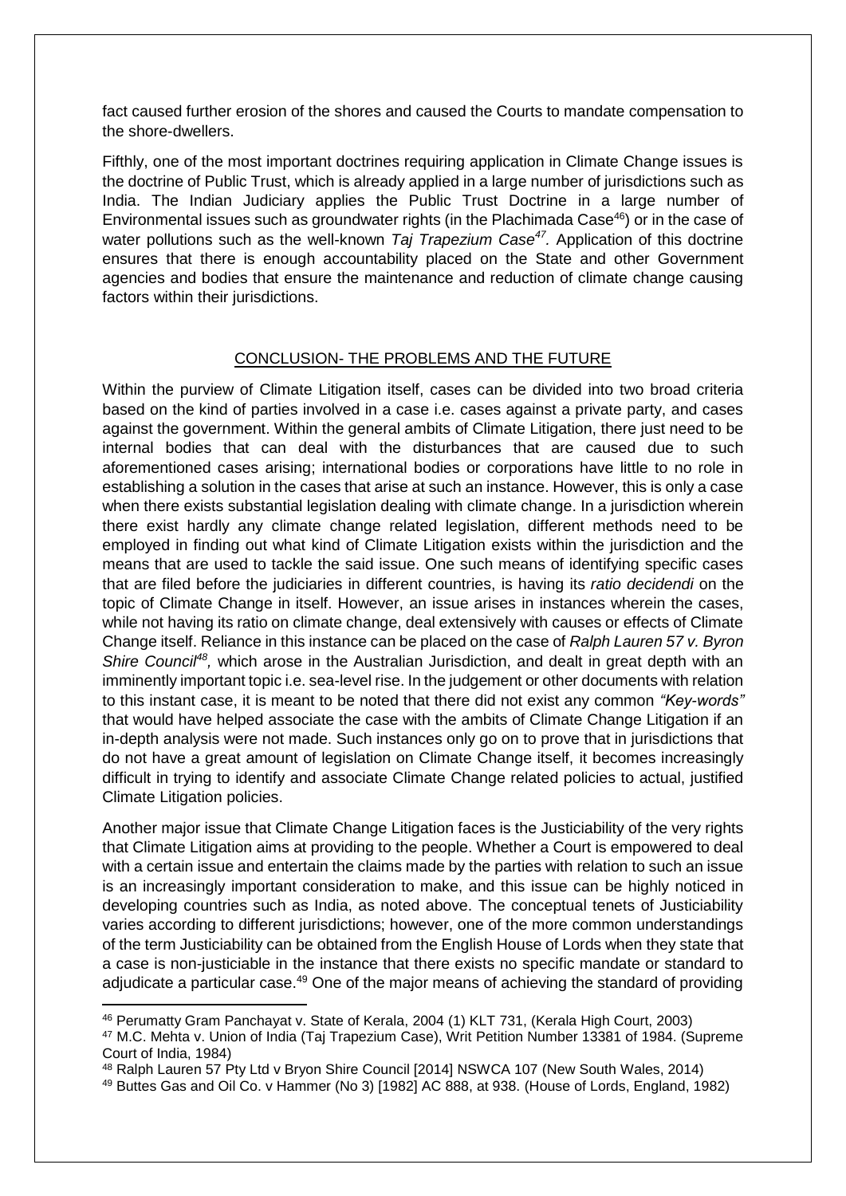fact caused further erosion of the shores and caused the Courts to mandate compensation to the shore-dwellers.

Fifthly, one of the most important doctrines requiring application in Climate Change issues is the doctrine of Public Trust, which is already applied in a large number of jurisdictions such as India. The Indian Judiciary applies the Public Trust Doctrine in a large number of Environmental issues such as groundwater rights (in the Plachimada Case[46]) or in the case of water pollutions such as the well-known *Taj Trapezium Case*[47]. Application of this doctrine ensures that there is enough accountability placed on the State and other Government agencies and bodies that ensure the maintenance and reduction of climate change causing factors within their jurisdictions.

## CONCLUSION- THE PROBLEMS AND THE FUTURE

Within the purview of Climate Litigation itself, cases can be divided into two broad criteria based on the kind of parties involved in a case i.e. cases against a private party, and cases against the government. Within the general ambits of Climate Litigation, there just need to be internal bodies that can deal with the disturbances that are caused due to such aforementioned cases arising; international bodies or corporations have little to no role in establishing a solution in the cases that arise at such an instance. However, this is only a case when there exists substantial legislation dealing with climate change. In a jurisdiction wherein there exist hardly any climate change related legislation, different methods need to be employed in finding out what kind of Climate Litigation exists within the jurisdiction and the means that are used to tackle the said issue. One such means of identifying specific cases that are filed before the judiciaries in different countries, is having its *ratio decidendi* on the topic of Climate Change in itself. However, an issue arises in instances wherein the cases, while not having its ratio on climate change, deal extensively with causes or effects of Climate Change itself. Reliance in this instance can be placed on the case of *Ralph Lauren 57 v. Byron Shire Council*[48], which arose in the Australian Jurisdiction, and dealt in great depth with an imminently important topic i.e. sea-level rise. In the judgement or other documents with relation to this instant case, it is meant to be noted that there did not exist any common *"Key-words"* that would have helped associate the case with the ambits of Climate Change Litigation if an in-depth analysis were not made. Such instances only go on to prove that in jurisdictions that do not have a great amount of legislation on Climate Change itself, it becomes increasingly difficult in trying to identify and associate Climate Change related policies to actual, justified Climate Litigation policies.

Another major issue that Climate Change Litigation faces is the Justiciability of the very rights that Climate Litigation aims at providing to the people. Whether a Court is empowered to deal with a certain issue and entertain the claims made by the parties with relation to such an issue is an increasingly important consideration to make, and this issue can be highly noticed in developing countries such as India, as noted above. The conceptual tenets of Justiciability varies according to different jurisdictions; however, one of the more common understandings of the term Justiciability can be obtained from the English House of Lords when they state that a case is non-justiciable in the instance that there exists no specific mandate or standard to adjudicate a particular case.[49] One of the major means of achieving the standard of providing

---

[46] Perumatty Gram Panchayat v. State of Kerala, 2004 (1) KLT 731, (Kerala High Court, 2003)

[47] M.C. Mehta v. Union of India (Taj Trapezium Case), Writ Petition Number 13381 of 1984. (Supreme Court of India, 1984)

[48] Ralph Lauren 57 Pty Ltd v Bryon Shire Council [2014] NSWCA 107 (New South Wales, 2014)

[49] Buttes Gas and Oil Co. v Hammer (No 3) [1982] AC 888, at 938. (House of Lords, England, 1982)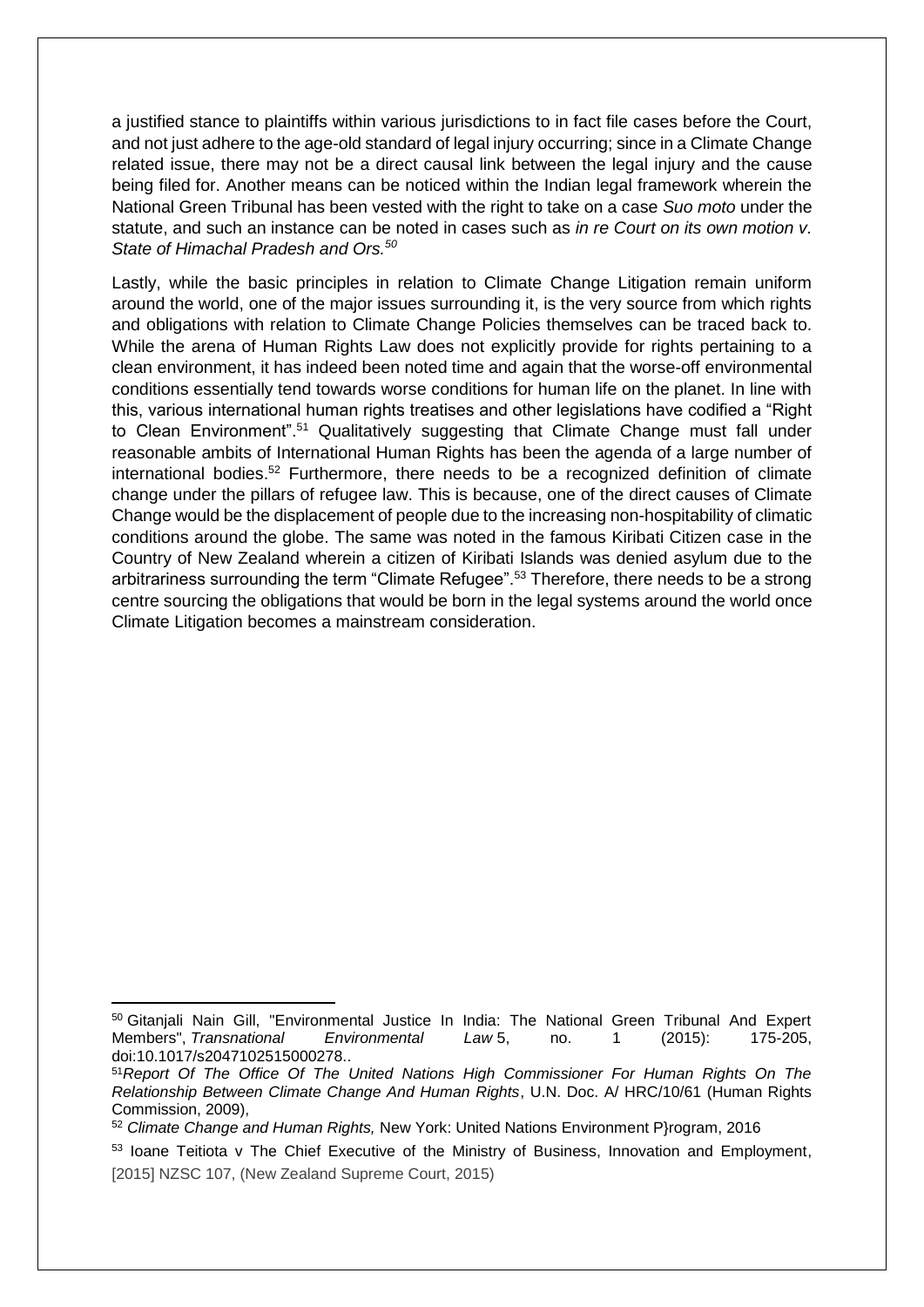a justified stance to plaintiffs within various jurisdictions to in fact file cases before the Court, and not just adhere to the age-old standard of legal injury occurring; since in a Climate Change related issue, there may not be a direct causal link between the legal injury and the cause being filed for. Another means can be noticed within the Indian legal framework wherein the National Green Tribunal has been vested with the right to take on a case *Suo moto* under the statute, and such an instance can be noted in cases such as *in re Court on its own motion v. State of Himachal Pradesh and Ors.*[50]

Lastly, while the basic principles in relation to Climate Change Litigation remain uniform around the world, one of the major issues surrounding it, is the very source from which rights and obligations with relation to Climate Change Policies themselves can be traced back to. While the arena of Human Rights Law does not explicitly provide for rights pertaining to a clean environment, it has indeed been noted time and again that the worse-off environmental conditions essentially tend towards worse conditions for human life on the planet. In line with this, various international human rights treatises and other legislations have codified a "Right to Clean Environment".[51] Qualitatively suggesting that Climate Change must fall under reasonable ambits of International Human Rights has been the agenda of a large number of international bodies.[52] Furthermore, there needs to be a recognized definition of climate change under the pillars of refugee law. This is because, one of the direct causes of Climate Change would be the displacement of people due to the increasing non-hospitability of climatic conditions around the globe. The same was noted in the famous Kiribati Citizen case in the Country of New Zealand wherein a citizen of Kiribati Islands was denied asylum due to the arbitrariness surrounding the term "Climate Refugee".[53] Therefore, there needs to be a strong centre sourcing the obligations that would be born in the legal systems around the world once Climate Litigation becomes a mainstream consideration.

---

[50] Gitanjali Nain Gill, "Environmental Justice In India: The National Green Tribunal And Expert Members", *Transnational Environmental Law* 5, no. 1 (2015): 175-205, doi:10.1017/s2047102515000278..

[51] *Report Of The Office Of The United Nations High Commissioner For Human Rights On The Relationship Between Climate Change And Human Rights*, U.N. Doc. A/ HRC/10/61 (Human Rights Commission, 2009),

[52] *Climate Change and Human Rights,* New York: United Nations Environment P}rogram, 2016

[53] Ioane Teitiota v The Chief Executive of the Ministry of Business, Innovation and Employment, [2015] NZSC 107, (New Zealand Supreme Court, 2015)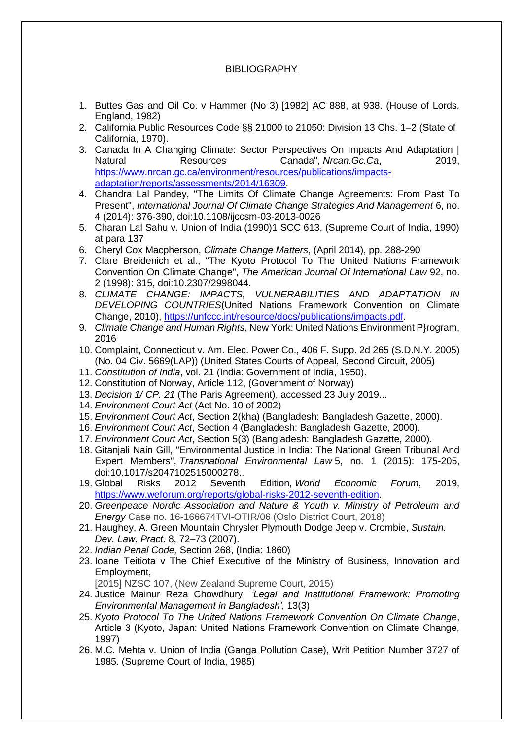## BIBLIOGRAPHY

1. Buttes Gas and Oil Co. v Hammer (No 3) [1982] AC 888, at 938. (House of Lords, England, 1982)
2. California Public Resources Code §§ 21000 to 21050: Division 13 Chs. 1–2 (State of California, 1970).
3. Canada In A Changing Climate: Sector Perspectives On Impacts And Adaptation | Natural Resources Canada", *Nrcan.Gc.Ca*, 2019, [https://www.nrcan.gc.ca/environment/resources/publications/impacts-adaptation/reports/assessments/2014/16309](https://www.nrcan.gc.ca/environment/resources/publications/impacts-adaptation/reports/assessments/2014/16309).
4. Chandra Lal Pandey, "The Limits Of Climate Change Agreements: From Past To Present", *International Journal Of Climate Change Strategies And Management* 6, no. 4 (2014): 376-390, doi:10.1108/ijccsm-03-2013-0026
5. Charan Lal Sahu v. Union of India (1990)1 SCC 613, (Supreme Court of India, 1990) at para 137
6. Cheryl Cox Macpherson, *Climate Change Matters*, (April 2014), pp. 288-290
7. Clare Breidenich et al., "The Kyoto Protocol To The United Nations Framework Convention On Climate Change", *The American Journal Of International Law* 92, no. 2 (1998): 315, doi:10.2307/2998044.
8. *CLIMATE CHANGE: IMPACTS, VULNERABILITIES AND ADAPTATION IN DEVELOPING COUNTRIES*(United Nations Framework Convention on Climate Change, 2010), [https://unfccc.int/resource/docs/publications/impacts.pdf](https://unfccc.int/resource/docs/publications/impacts.pdf).
9. *Climate Change and Human Rights,* New York: United Nations Environment P}rogram, 2016
10. Complaint, Connecticut v. Am. Elec. Power Co., 406 F. Supp. 2d 265 (S.D.N.Y. 2005) (No. 04 Civ. 5669(LAP)) (United States Courts of Appeal, Second Circuit, 2005)
11. *Constitution of India*, vol. 21 (India: Government of India, 1950).
12. Constitution of Norway, Article 112, (Government of Norway)
13. *Decision 1/ CP. 21* (The Paris Agreement), accessed 23 July 2019...
14. *Environment Court Act* (Act No. 10 of 2002)
15. *Environment Court Act*, Section 2(kha) (Bangladesh: Bangladesh Gazette, 2000).
16. *Environment Court Act*, Section 4 (Bangladesh: Bangladesh Gazette, 2000).
17. *Environment Court Act*, Section 5(3) (Bangladesh: Bangladesh Gazette, 2000).
18. Gitanjali Nain Gill, "Environmental Justice In India: The National Green Tribunal And Expert Members", *Transnational Environmental Law* 5, no. 1 (2015): 175-205, doi:10.1017/s2047102515000278..
19. Global Risks 2012 Seventh Edition, *World Economic Forum*, 2019, [https://www.weforum.org/reports/global-risks-2012-seventh-edition](https://www.weforum.org/reports/global-risks-2012-seventh-edition).
20. *Greenpeace Nordic Association and Nature & Youth v. Ministry of Petroleum and Energy* Case no. 16-166674TVI-OTIR/06 (Oslo District Court, 2018)
21. Haughey, A. Green Mountain Chrysler Plymouth Dodge Jeep v. Crombie, *Sustain. Dev. Law. Pract*. 8, 72–73 (2007).
22. *Indian Penal Code,* Section 268, (India: 1860)
23. Ioane Teitiota v The Chief Executive of the Ministry of Business, Innovation and Employment,
    [2015] NZSC 107, (New Zealand Supreme Court, 2015)
24. Justice Mainur Reza Chowdhury, *'Legal and Institutional Framework: Promoting Environmental Management in Bangladesh'*, 13(3)
25. *Kyoto Protocol To The United Nations Framework Convention On Climate Change*, Article 3 (Kyoto, Japan: United Nations Framework Convention on Climate Change, 1997)
26. M.C. Mehta v. Union of India (Ganga Pollution Case), Writ Petition Number 3727 of 1985. (Supreme Court of India, 1985)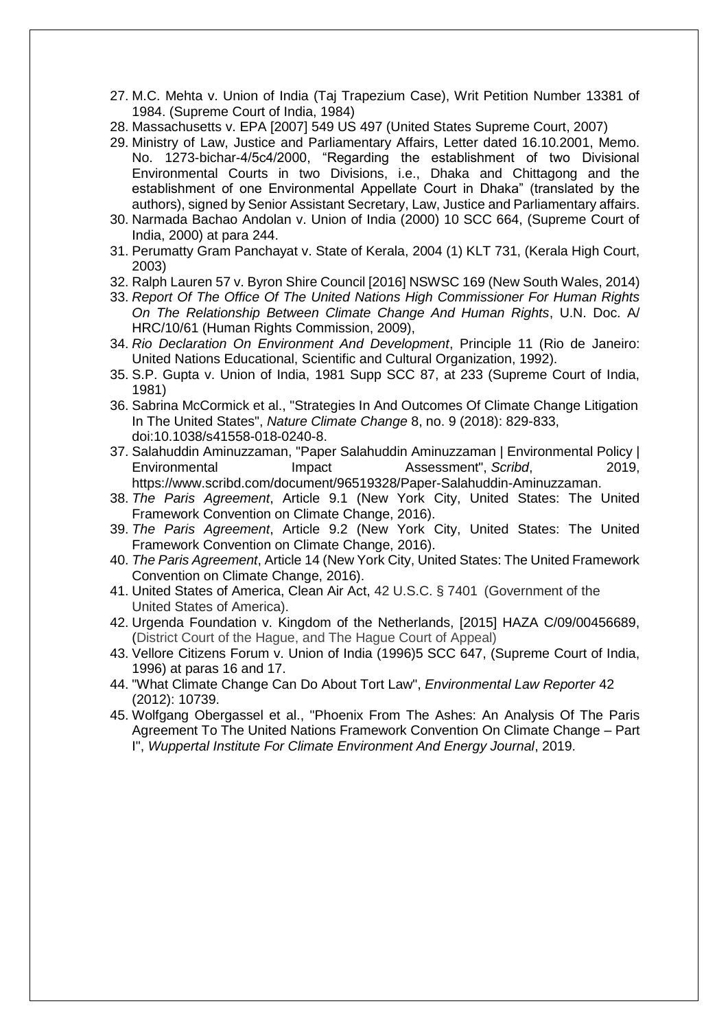27. M.C. Mehta v. Union of India (Taj Trapezium Case), Writ Petition Number 13381 of 1984. (Supreme Court of India, 1984)
28. Massachusetts v. EPA [2007] 549 US 497 (United States Supreme Court, 2007)
29. Ministry of Law, Justice and Parliamentary Affairs, Letter dated 16.10.2001, Memo. No. 1273-bichar-4/5c4/2000, "Regarding the establishment of two Divisional Environmental Courts in two Divisions, i.e., Dhaka and Chittagong and the establishment of one Environmental Appellate Court in Dhaka" (translated by the authors), signed by Senior Assistant Secretary, Law, Justice and Parliamentary affairs.
30. Narmada Bachao Andolan v. Union of India (2000) 10 SCC 664, (Supreme Court of India, 2000) at para 244.
31. Perumatty Gram Panchayat v. State of Kerala, 2004 (1) KLT 731, (Kerala High Court, 2003)
32. Ralph Lauren 57 v. Byron Shire Council [2016] NSWSC 169 (New South Wales, 2014)
33. *Report Of The Office Of The United Nations High Commissioner For Human Rights On The Relationship Between Climate Change And Human Rights*, U.N. Doc. A/ HRC/10/61 (Human Rights Commission, 2009),
34. *Rio Declaration On Environment And Development*, Principle 11 (Rio de Janeiro: United Nations Educational, Scientific and Cultural Organization, 1992).
35. S.P. Gupta v. Union of India, 1981 Supp SCC 87, at 233 (Supreme Court of India, 1981)
36. Sabrina McCormick et al., "Strategies In And Outcomes Of Climate Change Litigation In The United States", *Nature Climate Change* 8, no. 9 (2018): 829-833, doi:10.1038/s41558-018-0240-8.
37. Salahuddin Aminuzzaman, "Paper Salahuddin Aminuzzaman | Environmental Policy | Environmental Impact Assessment", *Scribd*, 2019, https://www.scribd.com/document/96519328/Paper-Salahuddin-Aminuzzaman.
38. *The Paris Agreement*, Article 9.1 (New York City, United States: The United Framework Convention on Climate Change, 2016).
39. *The Paris Agreement*, Article 9.2 (New York City, United States: The United Framework Convention on Climate Change, 2016).
40. *The Paris Agreement*, Article 14 (New York City, United States: The United Framework Convention on Climate Change, 2016).
41. United States of America, Clean Air Act, 42 U.S.C. § 7401 (Government of the United States of America).
42. Urgenda Foundation v. Kingdom of the Netherlands, [2015] HAZA C/09/00456689, (District Court of the Hague, and The Hague Court of Appeal)
43. Vellore Citizens Forum v. Union of India (1996)5 SCC 647, (Supreme Court of India, 1996) at paras 16 and 17.
44. "What Climate Change Can Do About Tort Law", *Environmental Law Reporter* 42 (2012): 10739.
45. Wolfgang Obergassel et al., "Phoenix From The Ashes: An Analysis Of The Paris Agreement To The United Nations Framework Convention On Climate Change – Part I", *Wuppertal Institute For Climate Environment And Energy Journal*, 2019.